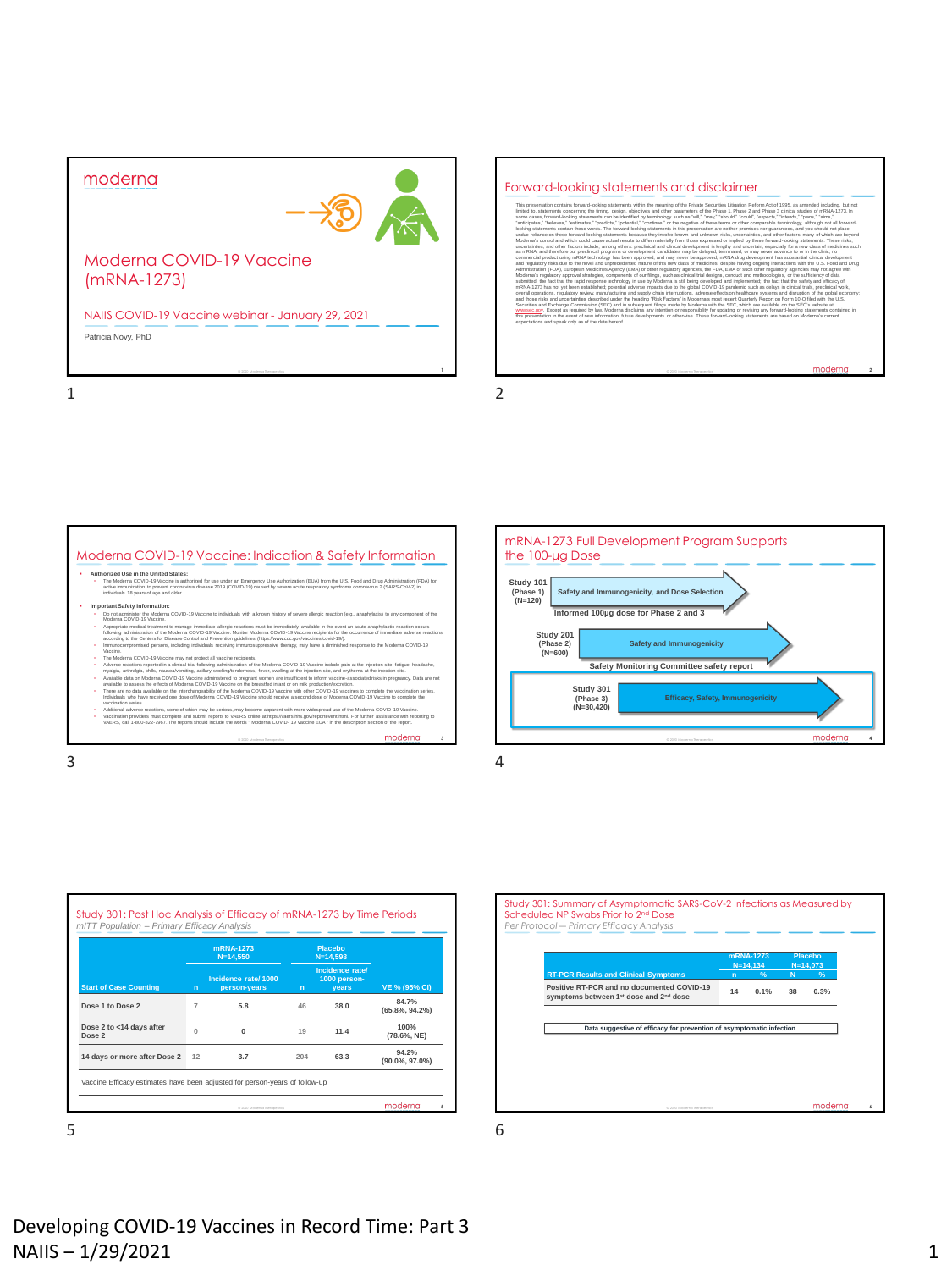## Slide 1

moderna

# Moderna COVID-19 Vaccine (mRNA-1273)

NAIIS COVID-19 Vaccine webinar - January 29, 2021

Patricia Novy, PhD

## Slide 2

### Forward-looking statements and disclaimer

This presentation contains forward-looking statements within the meaning of the Private Securities Litigation Reform Act of 1995, as amended including, but not limited to, statements concerning the timing, design, objectives and other parameters of the Phase 1, Phase 2 and Phase 3 clinical studies of mRNA-1273. In some cases, forward-looking statements can be identified by terminology such as "will," "may," "should," "could", "expects," "intends," "plans," "aims," "anticipates," "believes," "estimates," "predicts," "potential," "continue," or the negative of these terms or other comparable terminology, although not all forward-looking statements contain these words. The forward-looking statements in this presentation are neither promises nor guarantees, and you should not place undue reliance on these forward-looking statements because they involve known and unknown risks, uncertainties, and other factors, many of which are beyond Moderna's control and which could cause actual results to differ materially from those expressed or implied by these forward-looking statements. These risks, uncertainties, and other factors include, among others: preclinical and clinical development is lengthy and uncertain, especially for a new class of medicines such as mRNA, and therefore our preclinical programs or development candidates may be delayed, terminated, or may never advance to or in the clinic; no commercial product using mRNA technology has been approved, and may never be approved; mRNA drug development has substantial clinical development and regulatory risks due to the novel and unprecedented nature of this new class of medicines; despite having ongoing interactions with the U.S. Food and Drug Administration (FDA), European Medicines Agency (EMA) or other regulatory agencies, the FDA, EMA or such other regulatory agencies may not agree with Moderna's regulatory approval strategies, components of our filings, such as clinical trial designs, conduct and methodologies, or the sufficiency of data submitted; the fact that the rapid response technology in use by Moderna is still being developed and implemented; the fact that the safety and efficacy of mRNA-1273 has not yet been established; potential adverse impacts due to the global COVID-19 pandemic such as delays in clinical trials, preclinical work, overall operations, regulatory review, manufacturing and supply chain interruptions, adverse effects on healthcare systems and disruption of the global economy; and those risks and uncertainties described under the heading "Risk Factors" in Moderna's most recent Quarterly Report on Form 10-Q filed with the U.S. Securities and Exchange Commission (SEC) and in subsequent filings made by Moderna with the SEC, which are available on the SEC's website at www.sec.gov. Except as required by law, Moderna disclaims any intention or responsibility for updating or revising any forward-looking statements contained in this presentation in the event of new information, future developments or otherwise. These forward-looking statements are based on Moderna's current expectations and speak only as of the date hereof.

## Slide 3

### Moderna COVID-19 Vaccine: Indication & Safety Information

- **Authorized Use in the United States:**
  - The Moderna COVID-19 Vaccine is authorized for use under an Emergency Use Authorization (EUA) from the U.S. Food and Drug Administration (FDA) for active immunization to prevent coronavirus disease 2019 (COVID-19) caused by severe acute respiratory syndrome coronavirus 2 (SARS-CoV-2) in individuals 18 years of age and older.
- **Important Safety Information:**
  - Do not administer the Moderna COVID-19 Vaccine to individuals with a known history of severe allergic reaction (e.g., anaphylaxis) to any component of the Moderna COVID-19 Vaccine.
  - Appropriate medical treatment to manage immediate allergic reactions must be immediately available in the event an acute anaphylactic reaction occurs following administration of the Moderna COVID-19 Vaccine. Monitor Moderna COVID-19 Vaccine recipients for the occurrence of immediate adverse reactions according to the Centers for Disease Control and Prevention guidelines (https://www.cdc.gov/vaccines/covid-19/).
  - Immunocompromised persons, including individuals receiving immunosuppressive therapy, may have a diminished response to the Moderna COVID-19 Vaccine.
  - The Moderna COVID-19 Vaccine may not protect all vaccine recipients.
  - Adverse reactions reported in a clinical trial following administration of the Moderna COVID-19 Vaccine include pain at the injection site, fatigue, headache, myalgia, arthralgia, chills, nausea/vomiting, axillary swelling/tenderness, fever, swelling at the injection site, and erythema at the injection site.
  - Available data on Moderna COVID-19 Vaccine administered to pregnant women are insufficient to inform vaccine-associated risks in pregnancy. Data are not available to assess the effects of Moderna COVID-19 Vaccine on the breastfed infant or on milk production/excretion.
  - There are no data available on the interchangeability of the Moderna COVID-19 Vaccine with other COVID-19 vaccines to complete the vaccination series. Individuals who have received one dose of Moderna COVID-19 Vaccine should receive a second dose of Moderna COVID-19 Vaccine to complete the vaccination series.
  - Additional adverse reactions, some of which may be serious, may become apparent with more widespread use of the Moderna COVID-19 Vaccine.
  - Vaccination providers must complete and submit reports to VAERS online at https://vaers.hhs.gov/reportevent.html. For further assistance with reporting to VAERS, call 1-800-822-7967. The reports should include the words "Moderna COVID-19 Vaccine EUA" in the description section of the report.

## Slide 4

### mRNA-1273 Full Development Program Supports the 100-µg Dose

Study 101 (Phase 1) (N=120) — Safety and Immunogenicity, and Dose Selection

Informed 100µg dose for Phase 2 and 3

Study 201 (Phase 2) (N=600) — Safety and Immunogenicity

Safety Monitoring Committee safety report

Study 301 (Phase 3) (N=30,420) — Efficacy, Safety, Immunogenicity

## Slide 5

### Study 301: Post Hoc Analysis of Efficacy of mRNA-1273 by Time Periods

*mITT Population – Primary Efficacy Analysis*

| | mRNA-1273 N=14,550 | | Placebo N=14,598 | | |
|---|---|---|---|---|---|
| Start of Case Counting | n | Incidence rate/ 1000 person-years | n | Incidence rate/ 1000 person-years | VE % (95% CI) |
| Dose 1 to Dose 2 | 7 | 5.8 | 46 | 38.0 | 84.7% (65.8%, 94.2%) |
| Dose 2 to <14 days after Dose 2 | 0 | 0 | 19 | 11.4 | 100% (78.6%, NE) |
| 14 days or more after Dose 2 | 12 | 3.7 | 204 | 63.3 | 94.2% (90.0%, 97.0%) |

Vaccine Efficacy estimates have been adjusted for person-years of follow-up

## Slide 6

### Study 301: Summary of Asymptomatic SARS-CoV-2 Infections as Measured by Scheduled NP Swabs Prior to 2nd Dose

*Per Protocol – Primary Efficacy Analysis*

| | mRNA-1273 N=14,134 | | Placebo N=14,073 | |
|---|---|---|---|---|
| RT-PCR Results and Clinical Symptoms | n | % | N | % |
| Positive RT-PCR and no documented COVID-19 symptoms between 1st dose and 2nd dose | 14 | 0.1% | 38 | 0.3% |

Data suggestive of efficacy for prevention of asymptomatic infection

Developing COVID-19 Vaccines in Record Time: Part 3
NAIIS – 1/29/2021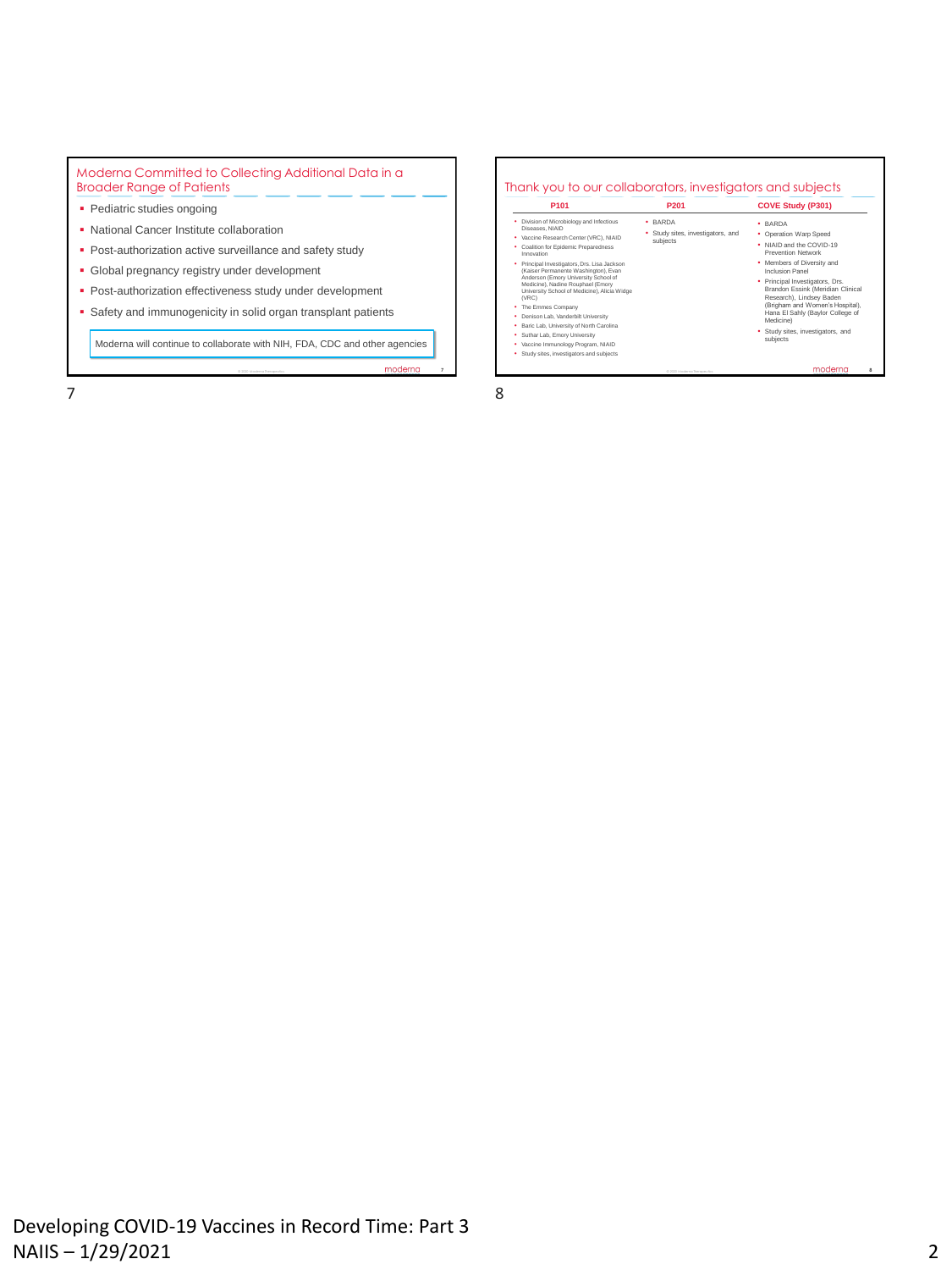## Moderna Committed to Collecting Additional Data in a Broader Range of Patients

- Pediatric studies ongoing
- National Cancer Institute collaboration
- Post-authorization active surveillance and safety study
- Global pregnancy registry under development
- Post-authorization effectiveness study under development
- Safety and immunogenicity in solid organ transplant patients

Moderna will continue to collaborate with NIH, FDA, CDC and other agencies

## Thank you to our collaborators, investigators and subjects

| P101 | P201 | COVE Study (P301) |
|---|---|---|
| • Division of Microbiology and Infectious Diseases, NIAID<br>• Vaccine Research Center (VRC), NIAID<br>• Coalition for Epidemic Preparedness Innovation<br>• Principal Investigators, Drs. Lisa Jackson (Kaiser Permanente Washington), Evan Anderson (Emory University School of Medicine), Nadine Rouphael (Emory University School of Medicine), Alicia Widge (VRC)<br>• The Emmes Company<br>• Denison Lab, Vanderbilt University<br>• Baric Lab, University of North Carolina<br>• Suthar Lab, Emory University<br>• Vaccine Immunology Program, NIAID<br>• Study sites, investigators and subjects | • BARDA<br>• Study sites, investigators, and subjects | • BARDA<br>• Operation Warp Speed<br>• NIAID and the COVID-19 Prevention Network<br>• Members of Diversity and Inclusion Panel<br>• Principal Investigators, Drs. Brandon Essink (Meridian Clinical Research), Lindsey Baden (Brigham and Women's Hospital), Hana El Sahly (Baylor College of Medicine)<br>• Study sites, investigators, and subjects |

Developing COVID-19 Vaccines in Record Time: Part 3
NAIIS – 1/29/2021